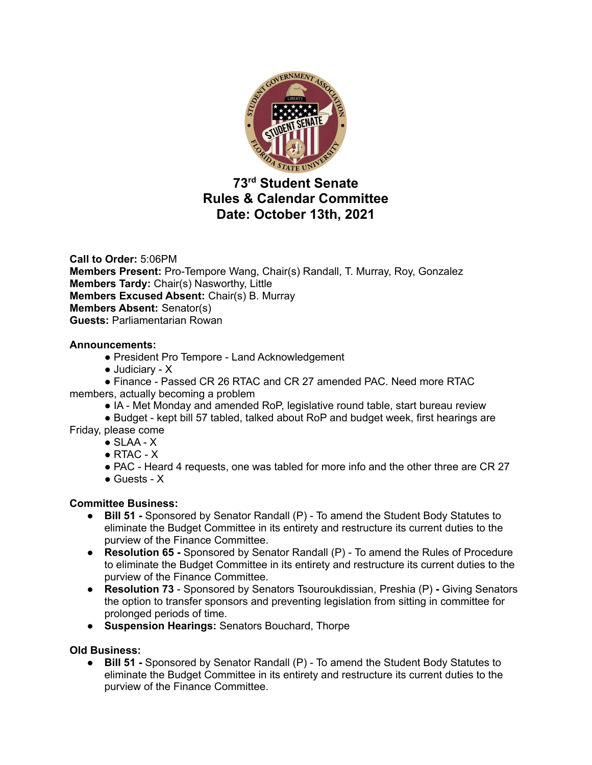# 73rd Student Senate
# Rules & Calendar Committee
# Date: October 13th, 2021

**Call to Order:** 5:06PM
**Members Present:** Pro-Tempore Wang, Chair(s) Randall, T. Murray, Roy, Gonzalez
**Members Tardy:** Chair(s) Nasworthy, Little
**Members Excused Absent:** Chair(s) B. Murray
**Members Absent:** Senator(s)
**Guests:** Parliamentarian Rowan

**Announcements:**

- President Pro Tempore - Land Acknowledgement
- Judiciary - X
- Finance - Passed CR 26 RTAC and CR 27 amended PAC. Need more RTAC members, actually becoming a problem
- IA - Met Monday and amended RoP, legislative round table, start bureau review
- Budget - kept bill 57 tabled, talked about RoP and budget week, first hearings are Friday, please come
- SLAA - X
- RTAC - X
- PAC - Heard 4 requests, one was tabled for more info and the other three are CR 27
- Guests - X

**Committee Business:**

- **Bill 51 -** Sponsored by Senator Randall (P) - To amend the Student Body Statutes to eliminate the Budget Committee in its entirety and restructure its current duties to the purview of the Finance Committee.
- **Resolution 65 -** Sponsored by Senator Randall (P) - To amend the Rules of Procedure to eliminate the Budget Committee in its entirety and restructure its current duties to the purview of the Finance Committee.
- **Resolution 73** - Sponsored by Senators Tsouroukdissian, Preshia (P) **-** Giving Senators the option to transfer sponsors and preventing legislation from sitting in committee for prolonged periods of time.
- **Suspension Hearings:** Senators Bouchard, Thorpe

**Old Business:**

- **Bill 51 -** Sponsored by Senator Randall (P) - To amend the Student Body Statutes to eliminate the Budget Committee in its entirety and restructure its current duties to the purview of the Finance Committee.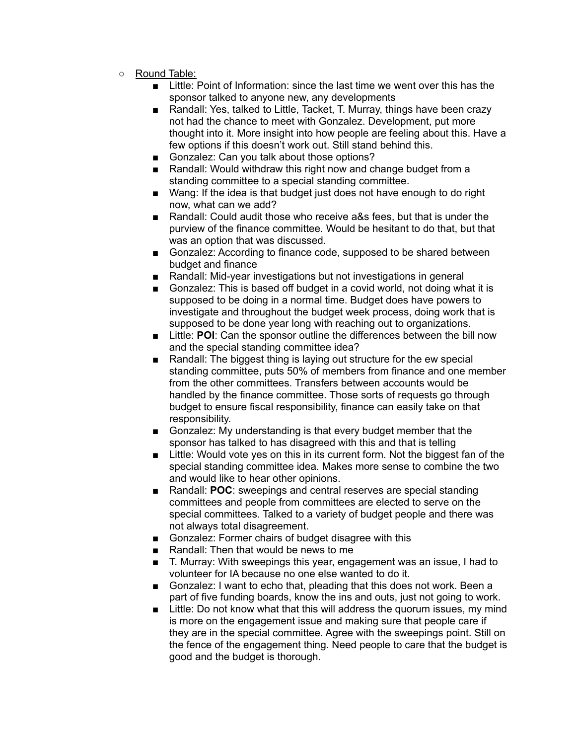- Round Table:
  - Little: Point of Information: since the last time we went over this has the sponsor talked to anyone new, any developments
  - Randall: Yes, talked to Little, Tacket, T. Murray, things have been crazy not had the chance to meet with Gonzalez. Development, put more thought into it. More insight into how people are feeling about this. Have a few options if this doesn't work out. Still stand behind this.
  - Gonzalez: Can you talk about those options?
  - Randall: Would withdraw this right now and change budget from a standing committee to a special standing committee.
  - Wang: If the idea is that budget just does not have enough to do right now, what can we add?
  - Randall: Could audit those who receive a&s fees, but that is under the purview of the finance committee. Would be hesitant to do that, but that was an option that was discussed.
  - Gonzalez: According to finance code, supposed to be shared between budget and finance
  - Randall: Mid-year investigations but not investigations in general
  - Gonzalez: This is based off budget in a covid world, not doing what it is supposed to be doing in a normal time. Budget does have powers to investigate and throughout the budget week process, doing work that is supposed to be done year long with reaching out to organizations.
  - Little: **POI**: Can the sponsor outline the differences between the bill now and the special standing committee idea?
  - Randall: The biggest thing is laying out structure for the ew special standing committee, puts 50% of members from finance and one member from the other committees. Transfers between accounts would be handled by the finance committee. Those sorts of requests go through budget to ensure fiscal responsibility, finance can easily take on that responsibility.
  - Gonzalez: My understanding is that every budget member that the sponsor has talked to has disagreed with this and that is telling
  - Little: Would vote yes on this in its current form. Not the biggest fan of the special standing committee idea. Makes more sense to combine the two and would like to hear other opinions.
  - Randall: **POC**: sweepings and central reserves are special standing committees and people from committees are elected to serve on the special committees. Talked to a variety of budget people and there was not always total disagreement.
  - Gonzalez: Former chairs of budget disagree with this
  - Randall: Then that would be news to me
  - T. Murray: With sweepings this year, engagement was an issue, I had to volunteer for IA because no one else wanted to do it.
  - Gonzalez: I want to echo that, pleading that this does not work. Been a part of five funding boards, know the ins and outs, just not going to work.
  - Little: Do not know what that this will address the quorum issues, my mind is more on the engagement issue and making sure that people care if they are in the special committee. Agree with the sweepings point. Still on the fence of the engagement thing. Need people to care that the budget is good and the budget is thorough.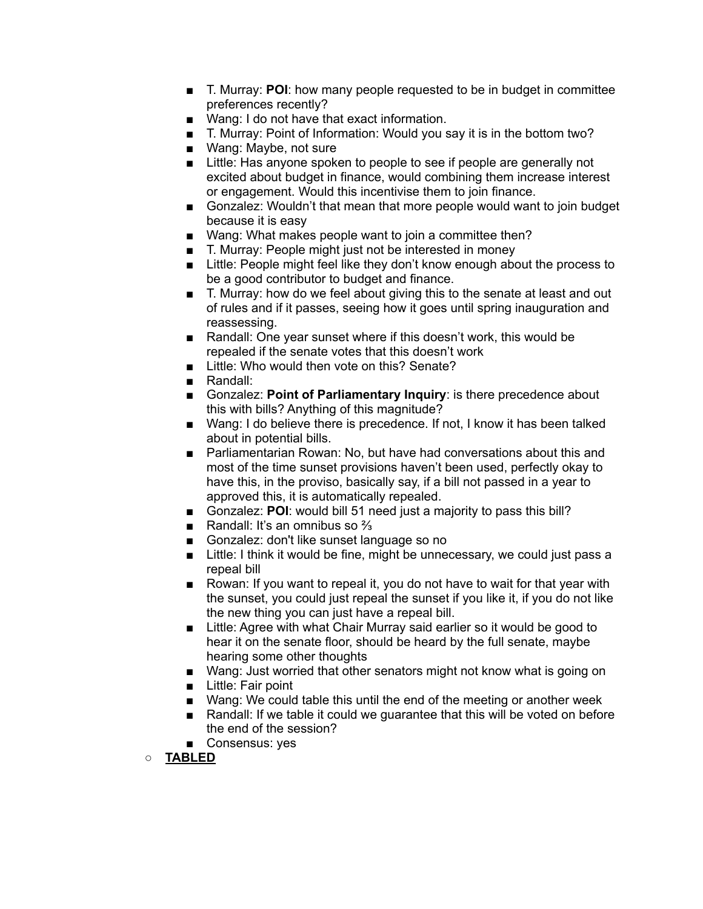- T. Murray: **POI**: how many people requested to be in budget in committee preferences recently?
- Wang: I do not have that exact information.
- T. Murray: Point of Information: Would you say it is in the bottom two?
- Wang: Maybe, not sure
- Little: Has anyone spoken to people to see if people are generally not excited about budget in finance, would combining them increase interest or engagement. Would this incentivise them to join finance.
- Gonzalez: Wouldn't that mean that more people would want to join budget because it is easy
- Wang: What makes people want to join a committee then?
- T. Murray: People might just not be interested in money
- Little: People might feel like they don't know enough about the process to be a good contributor to budget and finance.
- T. Murray: how do we feel about giving this to the senate at least and out of rules and if it passes, seeing how it goes until spring inauguration and reassessing.
- Randall: One year sunset where if this doesn't work, this would be repealed if the senate votes that this doesn't work
- Little: Who would then vote on this? Senate?
- Randall:
- Gonzalez: **Point of Parliamentary Inquiry**: is there precedence about this with bills? Anything of this magnitude?
- Wang: I do believe there is precedence. If not, I know it has been talked about in potential bills.
- Parliamentarian Rowan: No, but have had conversations about this and most of the time sunset provisions haven't been used, perfectly okay to have this, in the proviso, basically say, if a bill not passed in a year to approved this, it is automatically repealed.
- Gonzalez: **POI**: would bill 51 need just a majority to pass this bill?
- Randall: It's an omnibus so ⅔
- Gonzalez: don't like sunset language so no
- Little: I think it would be fine, might be unnecessary, we could just pass a repeal bill
- Rowan: If you want to repeal it, you do not have to wait for that year with the sunset, you could just repeal the sunset if you like it, if you do not like the new thing you can just have a repeal bill.
- Little: Agree with what Chair Murray said earlier so it would be good to hear it on the senate floor, should be heard by the full senate, maybe hearing some other thoughts
- Wang: Just worried that other senators might not know what is going on
- Little: Fair point
- Wang: We could table this until the end of the meeting or another week
- Randall: If we table it could we guarantee that this will be voted on before the end of the session?
- Consensus: yes

**TABLED**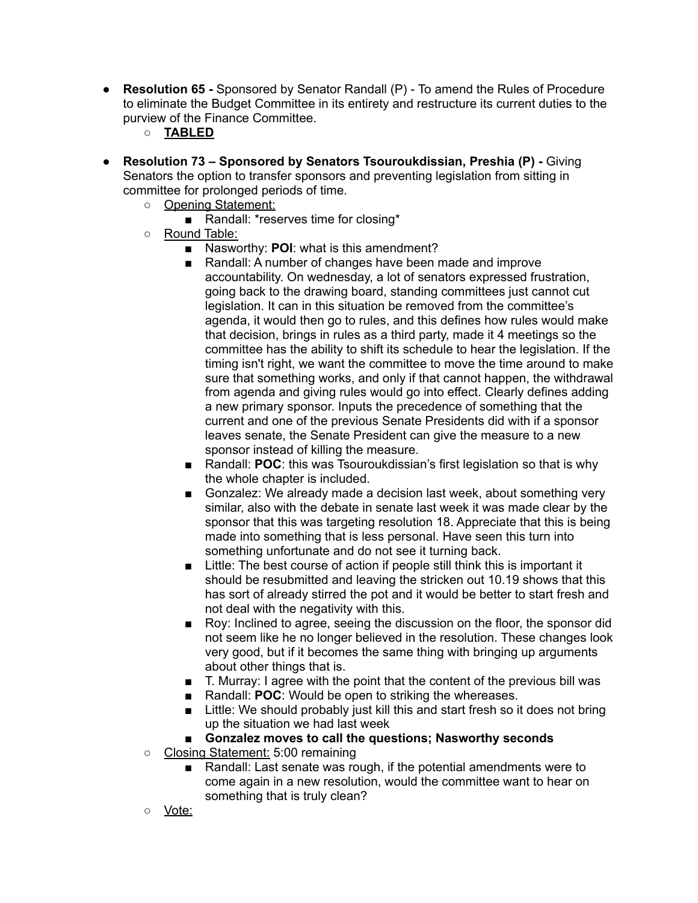- **Resolution 65 -** Sponsored by Senator Randall (P) - To amend the Rules of Procedure to eliminate the Budget Committee in its entirety and restructure its current duties to the purview of the Finance Committee.
  - **TABLED**

- **Resolution 73 – Sponsored by Senators Tsouroukdissian, Preshia (P) -** Giving Senators the option to transfer sponsors and preventing legislation from sitting in committee for prolonged periods of time.
  - Opening Statement:
    - Randall: *reserves time for closing*
  - Round Table:
    - Nasworthy: **POI**: what is this amendment?
    - Randall: A number of changes have been made and improve accountability. On wednesday, a lot of senators expressed frustration, going back to the drawing board, standing committees just cannot cut legislation. It can in this situation be removed from the committee's agenda, it would then go to rules, and this defines how rules would make that decision, brings in rules as a third party, made it 4 meetings so the committee has the ability to shift its schedule to hear the legislation. If the timing isn't right, we want the committee to move the time around to make sure that something works, and only if that cannot happen, the withdrawal from agenda and giving rules would go into effect. Clearly defines adding a new primary sponsor. Inputs the precedence of something that the current and one of the previous Senate Presidents did with if a sponsor leaves senate, the Senate President can give the measure to a new sponsor instead of killing the measure.
    - Randall: **POC**: this was Tsouroukdissian's first legislation so that is why the whole chapter is included.
    - Gonzalez: We already made a decision last week, about something very similar, also with the debate in senate last week it was made clear by the sponsor that this was targeting resolution 18. Appreciate that this is being made into something that is less personal. Have seen this turn into something unfortunate and do not see it turning back.
    - Little: The best course of action if people still think this is important it should be resubmitted and leaving the stricken out 10.19 shows that this has sort of already stirred the pot and it would be better to start fresh and not deal with the negativity with this.
    - Roy: Inclined to agree, seeing the discussion on the floor, the sponsor did not seem like he no longer believed in the resolution. These changes look very good, but if it becomes the same thing with bringing up arguments about other things that is.
    - T. Murray: I agree with the point that the content of the previous bill was
    - Randall: **POC**: Would be open to striking the whereases.
    - Little: We should probably just kill this and start fresh so it does not bring up the situation we had last week
    - **Gonzalez moves to call the questions; Nasworthy seconds**
  - Closing Statement: 5:00 remaining
    - Randall: Last senate was rough, if the potential amendments were to come again in a new resolution, would the committee want to hear on something that is truly clean?
  - Vote: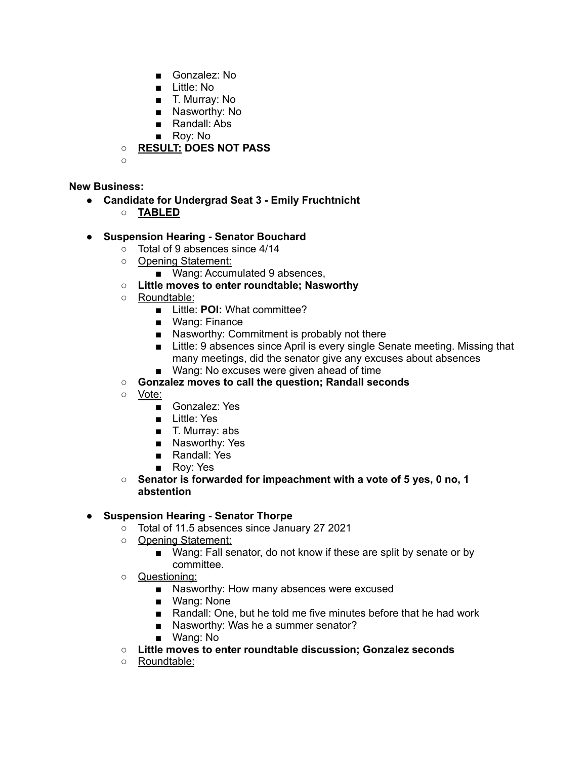- Gonzalez: No
        - Little: No
        - T. Murray: No
        - Nasworthy: No
        - Randall: Abs
        - Roy: No
    - **RESULT: DOES NOT PASS**
    - 

**New Business:**

- **Candidate for Undergrad Seat 3 - Emily Fruchtnicht**
    - **TABLED**

- **Suspension Hearing - Senator Bouchard**
    - Total of 9 absences since 4/14
    - Opening Statement:
        - Wang: Accumulated 9 absences,
    - **Little moves to enter roundtable; Nasworthy**
    - Roundtable:
        - Little: **POI:** What committee?
        - Wang: Finance
        - Nasworthy: Commitment is probably not there
        - Little: 9 absences since April is every single Senate meeting. Missing that many meetings, did the senator give any excuses about absences
        - Wang: No excuses were given ahead of time
    - **Gonzalez moves to call the question; Randall seconds**
    - Vote:
        - Gonzalez: Yes
        - Little: Yes
        - T. Murray: abs
        - Nasworthy: Yes
        - Randall: Yes
        - Roy: Yes
    - **Senator is forwarded for impeachment with a vote of 5 yes, 0 no, 1 abstention**

- **Suspension Hearing - Senator Thorpe**
    - Total of 11.5 absences since January 27 2021
    - Opening Statement:
        - Wang: Fall senator, do not know if these are split by senate or by committee.
    - Questioning:
        - Nasworthy: How many absences were excused
        - Wang: None
        - Randall: One, but he told me five minutes before that he had work
        - Nasworthy: Was he a summer senator?
        - Wang: No
    - **Little moves to enter roundtable discussion; Gonzalez seconds**
    - Roundtable: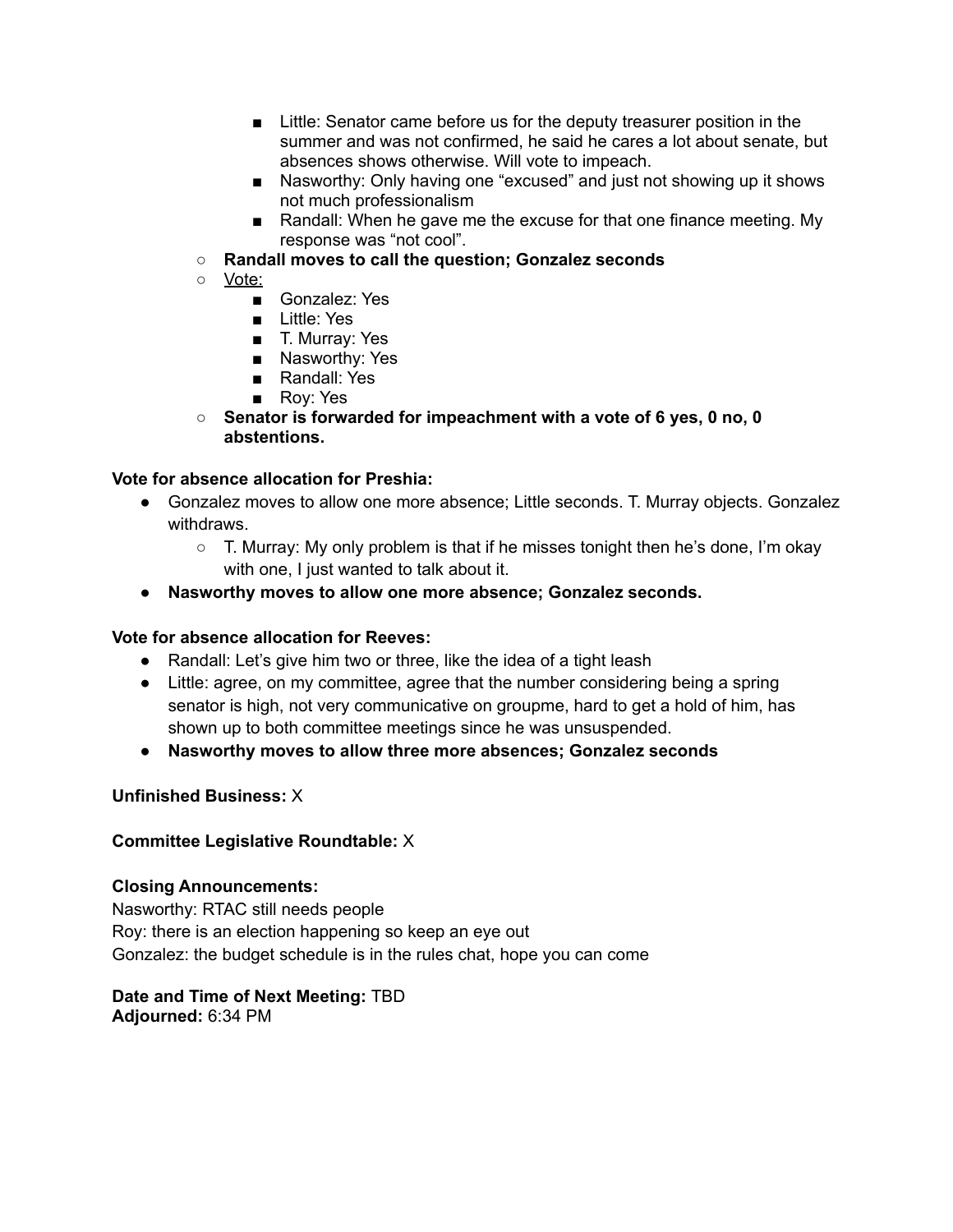- Little: Senator came before us for the deputy treasurer position in the summer and was not confirmed, he said he cares a lot about senate, but absences shows otherwise. Will vote to impeach.
- Nasworthy: Only having one "excused" and just not showing up it shows not much professionalism
- Randall: When he gave me the excuse for that one finance meeting. My response was "not cool".

- **Randall moves to call the question; Gonzalez seconds**
- Vote:
  - Gonzalez: Yes
  - Little: Yes
  - T. Murray: Yes
  - Nasworthy: Yes
  - Randall: Yes
  - Roy: Yes
- **Senator is forwarded for impeachment with a vote of 6 yes, 0 no, 0 abstentions.**

**Vote for absence allocation for Preshia:**

- Gonzalez moves to allow one more absence; Little seconds. T. Murray objects. Gonzalez withdraws.
  - T. Murray: My only problem is that if he misses tonight then he's done, I'm okay with one, I just wanted to talk about it.
- **Nasworthy moves to allow one more absence; Gonzalez seconds.**

**Vote for absence allocation for Reeves:**

- Randall: Let's give him two or three, like the idea of a tight leash
- Little: agree, on my committee, agree that the number considering being a spring senator is high, not very communicative on groupme, hard to get a hold of him, has shown up to both committee meetings since he was unsuspended.
- **Nasworthy moves to allow three more absences; Gonzalez seconds**

**Unfinished Business:** X

**Committee Legislative Roundtable:** X

**Closing Announcements:**

Nasworthy: RTAC still needs people
Roy: there is an election happening so keep an eye out
Gonzalez: the budget schedule is in the rules chat, hope you can come

**Date and Time of Next Meeting:** TBD
**Adjourned:** 6:34 PM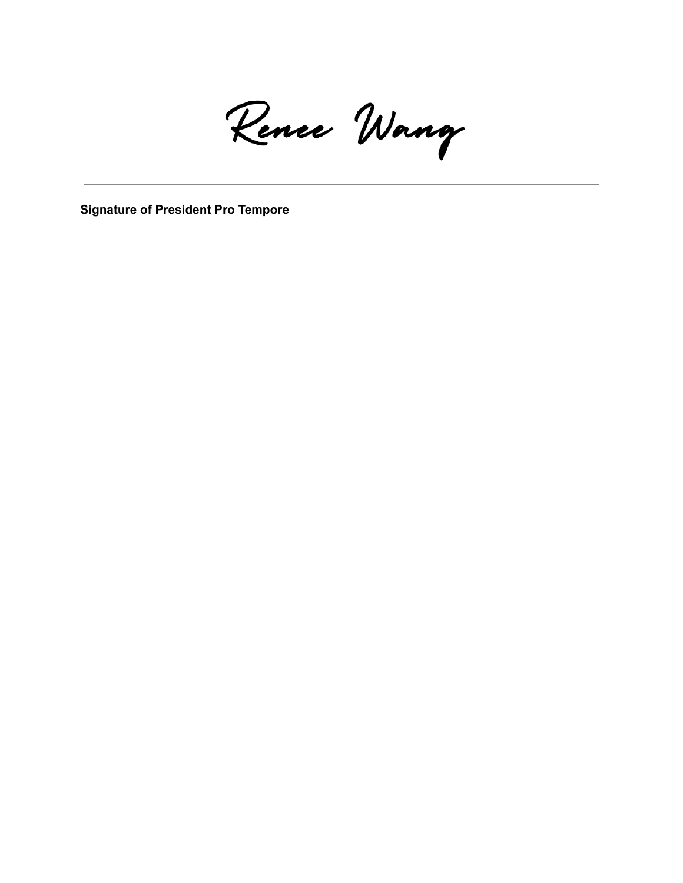Renee Wang

---

**Signature of President Pro Tempore**